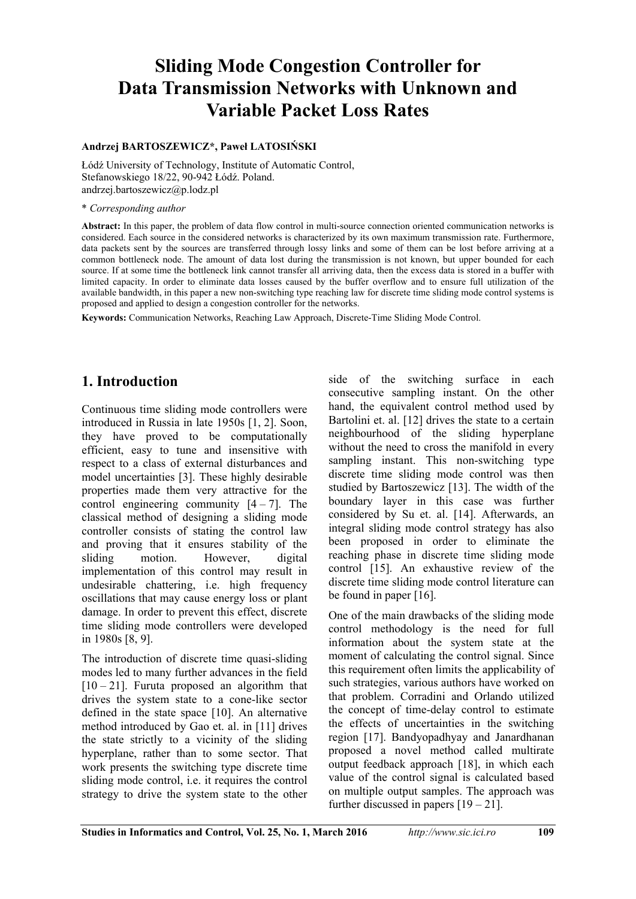# Sliding Mode Congestion Controller for Data Transmission Networks with Unknown and Variable Packet Loss Rates

**Andrzej BARTOSZEWICZ*, Paweł LATOSIŃSKI**

Łódź University of Technology, Institute of Automatic Control,
Stefanowskiego 18/22, 90-942 Łódź. Poland.
andrzej.bartoszewicz@p.lodz.pl

\* *Corresponding author*

**Abstract:** In this paper, the problem of data flow control in multi-source connection oriented communication networks is considered. Each source in the considered networks is characterized by its own maximum transmission rate. Furthermore, data packets sent by the sources are transferred through lossy links and some of them can be lost before arriving at a common bottleneck node. The amount of data lost during the transmission is not known, but upper bounded for each source. If at some time the bottleneck link cannot transfer all arriving data, then the excess data is stored in a buffer with limited capacity. In order to eliminate data losses caused by the buffer overflow and to ensure full utilization of the available bandwidth, in this paper a new non-switching type reaching law for discrete time sliding mode control systems is proposed and applied to design a congestion controller for the networks.

**Keywords:** Communication Networks, Reaching Law Approach, Discrete-Time Sliding Mode Control.

## 1. Introduction

Continuous time sliding mode controllers were introduced in Russia in late 1950s [1, 2]. Soon, they have proved to be computationally efficient, easy to tune and insensitive with respect to a class of external disturbances and model uncertainties [3]. These highly desirable properties made them very attractive for the control engineering community [4 – 7]. The classical method of designing a sliding mode controller consists of stating the control law and proving that it ensures stability of the sliding motion. However, digital implementation of this control may result in undesirable chattering, i.e. high frequency oscillations that may cause energy loss or plant damage. In order to prevent this effect, discrete time sliding mode controllers were developed in 1980s [8, 9].

The introduction of discrete time quasi-sliding modes led to many further advances in the field [10 – 21]. Furuta proposed an algorithm that drives the system state to a cone-like sector defined in the state space [10]. An alternative method introduced by Gao et. al. in [11] drives the state strictly to a vicinity of the sliding hyperplane, rather than to some sector. That work presents the switching type discrete time sliding mode control, i.e. it requires the control strategy to drive the system state to the other side of the switching surface in each consecutive sampling instant. On the other hand, the equivalent control method used by Bartolini et. al. [12] drives the state to a certain neighbourhood of the sliding hyperplane without the need to cross the manifold in every sampling instant. This non-switching type discrete time sliding mode control was then studied by Bartoszewicz [13]. The width of the boundary layer in this case was further considered by Su et. al. [14]. Afterwards, an integral sliding mode control strategy has also been proposed in order to eliminate the reaching phase in discrete time sliding mode control [15]. An exhaustive review of the discrete time sliding mode control literature can be found in paper [16].

One of the main drawbacks of the sliding mode control methodology is the need for full information about the system state at the moment of calculating the control signal. Since this requirement often limits the applicability of such strategies, various authors have worked on that problem. Corradini and Orlando utilized the concept of time-delay control to estimate the effects of uncertainties in the switching region [17]. Bandyopadhyay and Janardhanan proposed a novel method called multirate output feedback approach [18], in which each value of the control signal is calculated based on multiple output samples. The approach was further discussed in papers [19 – 21].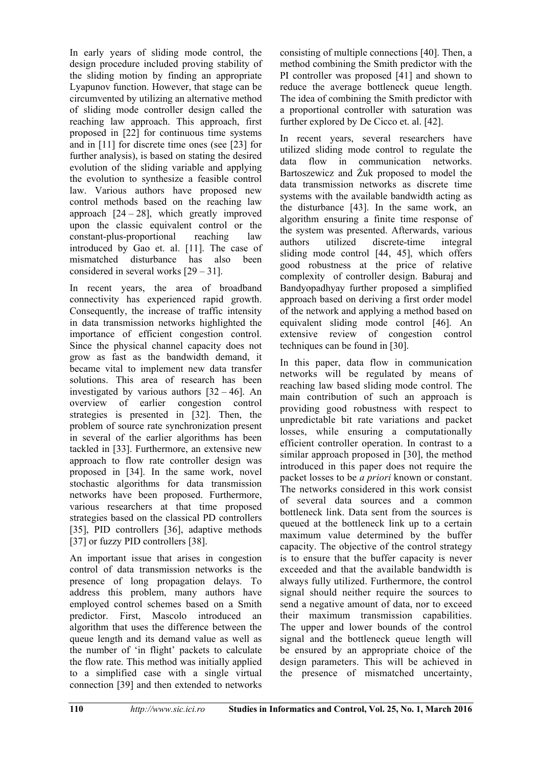In early years of sliding mode control, the design procedure included proving stability of the sliding motion by finding an appropriate Lyapunov function. However, that stage can be circumvented by utilizing an alternative method of sliding mode controller design called the reaching law approach. This approach, first proposed in [22] for continuous time systems and in [11] for discrete time ones (see [23] for further analysis), is based on stating the desired evolution of the sliding variable and applying the evolution to synthesize a feasible control law. Various authors have proposed new control methods based on the reaching law approach [24 – 28], which greatly improved upon the classic equivalent control or the constant-plus-proportional reaching law introduced by Gao et. al. [11]. The case of mismatched disturbance has also been considered in several works [29 – 31].

In recent years, the area of broadband connectivity has experienced rapid growth. Consequently, the increase of traffic intensity in data transmission networks highlighted the importance of efficient congestion control. Since the physical channel capacity does not grow as fast as the bandwidth demand, it became vital to implement new data transfer solutions. This area of research has been investigated by various authors [32 – 46]. An overview of earlier congestion control strategies is presented in [32]. Then, the problem of source rate synchronization present in several of the earlier algorithms has been tackled in [33]. Furthermore, an extensive new approach to flow rate controller design was proposed in [34]. In the same work, novel stochastic algorithms for data transmission networks have been proposed. Furthermore, various researchers at that time proposed strategies based on the classical PD controllers [35], PID controllers [36], adaptive methods [37] or fuzzy PID controllers [38].

An important issue that arises in congestion control of data transmission networks is the presence of long propagation delays. To address this problem, many authors have employed control schemes based on a Smith predictor. First, Mascolo introduced an algorithm that uses the difference between the queue length and its demand value as well as the number of 'in flight' packets to calculate the flow rate. This method was initially applied to a simplified case with a single virtual connection [39] and then extended to networks consisting of multiple connections [40]. Then, a method combining the Smith predictor with the PI controller was proposed [41] and shown to reduce the average bottleneck queue length. The idea of combining the Smith predictor with a proportional controller with saturation was further explored by De Cicco et. al. [42].

In recent years, several researchers have utilized sliding mode control to regulate the data flow in communication networks. Bartoszewicz and Żuk proposed to model the data transmission networks as discrete time systems with the available bandwidth acting as the disturbance [43]. In the same work, an algorithm ensuring a finite time response of the system was presented. Afterwards, various authors utilized discrete-time integral sliding mode control [44, 45], which offers good robustness at the price of relative complexity of controller design. Baburaj and Bandyopadhyay further proposed a simplified approach based on deriving a first order model of the network and applying a method based on equivalent sliding mode control [46]. An extensive review of congestion control techniques can be found in [30].

In this paper, data flow in communication networks will be regulated by means of reaching law based sliding mode control. The main contribution of such an approach is providing good robustness with respect to unpredictable bit rate variations and packet losses, while ensuring a computationally efficient controller operation. In contrast to a similar approach proposed in [30], the method introduced in this paper does not require the packet losses to be *a priori* known or constant. The networks considered in this work consist of several data sources and a common bottleneck link. Data sent from the sources is queued at the bottleneck link up to a certain maximum value determined by the buffer capacity. The objective of the control strategy is to ensure that the buffer capacity is never exceeded and that the available bandwidth is always fully utilized. Furthermore, the control signal should neither require the sources to send a negative amount of data, nor to exceed their maximum transmission capabilities. The upper and lower bounds of the control signal and the bottleneck queue length will be ensured by an appropriate choice of the design parameters. This will be achieved in the presence of mismatched uncertainty,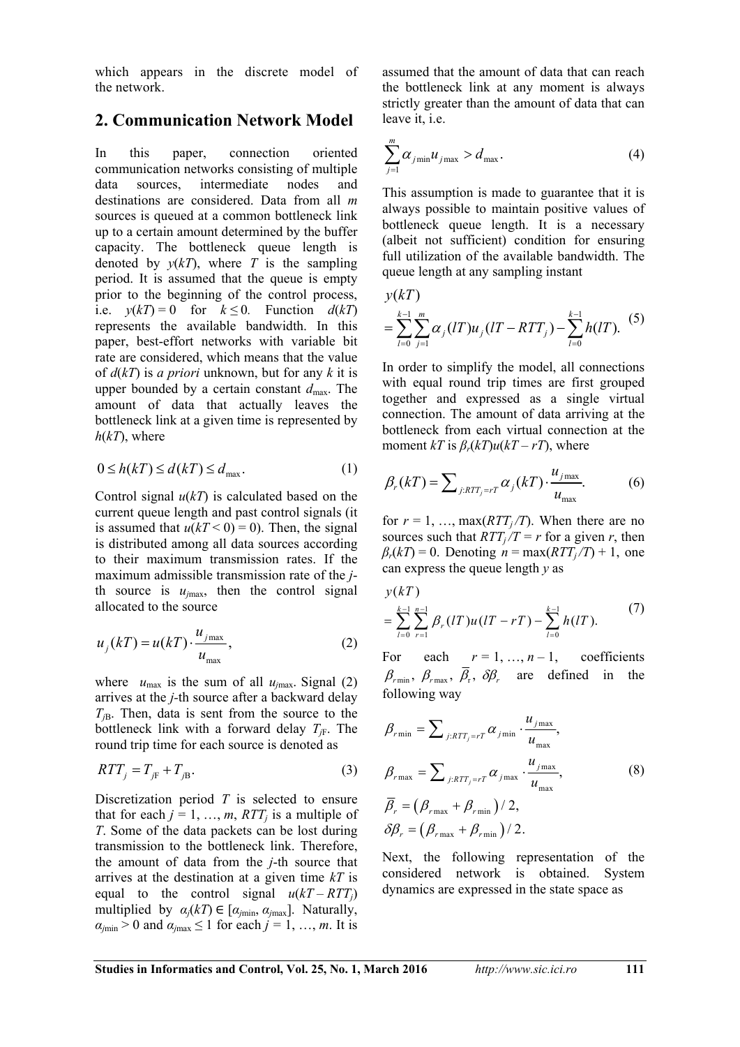which appears in the discrete model of the network.

## 2. Communication Network Model

In this paper, connection oriented communication networks consisting of multiple data sources, intermediate nodes and destinations are considered. Data from all $m$ sources is queued at a common bottleneck link up to a certain amount determined by the buffer capacity. The bottleneck queue length is denoted by $y(kT)$, where $T$ is the sampling period. It is assumed that the queue is empty prior to the beginning of the control process, i.e. $y(kT) = 0$ for $k \leq 0$. Function $d(kT)$ represents the available bandwidth. In this paper, best-effort networks with variable bit rate are considered, which means that the value of $d(kT)$ is *a priori* unknown, but for any $k$ it is upper bounded by a certain constant $d_{\max}$. The amount of data that actually leaves the bottleneck link at a given time is represented by $h(kT)$, where

$$0 \leq h(kT) \leq d(kT) \leq d_{\max}. \tag{1}$$

Control signal $u(kT)$ is calculated based on the current queue length and past control signals (it is assumed that $u(kT < 0) = 0$). Then, the signal is distributed among all data sources according to their maximum transmission rates. If the maximum admissible transmission rate of the $j$-th source is $u_{j\max}$, then the control signal allocated to the source

$$u_j(kT) = u(kT) \cdot \frac{u_{j\max}}{u_{\max}}, \tag{2}$$

where $u_{\max}$ is the sum of all $u_{j\max}$. Signal (2) arrives at the $j$-th source after a backward delay $T_{j\mathrm{B}}$. Then, data is sent from the source to the bottleneck link with a forward delay $T_{j\mathrm{F}}$. The round trip time for each source is denoted as

$$RTT_j = T_{j\mathrm{F}} + T_{j\mathrm{B}}. \tag{3}$$

Discretization period $T$ is selected to ensure that for each $j = 1, \ldots, m$, $RTT_j$ is a multiple of $T$. Some of the data packets can be lost during transmission to the bottleneck link. Therefore, the amount of data from the $j$-th source that arrives at the destination at a given time $kT$ is equal to the control signal $u(kT - RTT_j)$ multiplied by $\alpha_j(kT) \in [\alpha_{j\min}, \alpha_{j\max}]$. Naturally, $\alpha_{j\min} > 0$ and $\alpha_{j\max} \leq 1$ for each $j = 1, \ldots, m$. It is assumed that the amount of data that can reach the bottleneck link at any moment is always strictly greater than the amount of data that can leave it, i.e.

$$\sum_{j=1}^{m} \alpha_{j\min} u_{j\max} > d_{\max}. \tag{4}$$

This assumption is made to guarantee that it is always possible to maintain positive values of bottleneck queue length. It is a necessary (albeit not sufficient) condition for ensuring full utilization of the available bandwidth. The queue length at any sampling instant

$$\begin{aligned} &y(kT) \\ &= \sum_{l=0}^{k-1} \sum_{j=1}^{m} \alpha_j(lT) u_j(lT - RTT_j) - \sum_{l=0}^{k-1} h(lT). \end{aligned} \tag{5}$$

In order to simplify the model, all connections with equal round trip times are first grouped together and expressed as a single virtual connection. The amount of data arriving at the bottleneck from each virtual connection at the moment $kT$ is $\beta_r(kT)u(kT - rT)$, where

$$\beta_r(kT) = \sum_{j:RTT_j = rT} \alpha_j(kT) \cdot \frac{u_{j\max}}{u_{\max}}. \tag{6}$$

for $r = 1, \ldots, \max(RTT_j/T)$. When there are no sources such that $RTT_j/T = r$ for a given $r$, then $\beta_r(kT) = 0$. Denoting $n = \max(RTT_j/T) + 1$, one can express the queue length $y$ as

$$\begin{aligned} &y(kT) \\ &= \sum_{l=0}^{k-1} \sum_{r=1}^{n-1} \beta_r(lT) u(lT - rT) - \sum_{l=0}^{k-1} h(lT). \end{aligned} \tag{7}$$

For each $r = 1, \ldots, n - 1$, coefficients $\beta_{r\min}$, $\beta_{r\max}$, $\overline{\beta}_r$, $\delta\beta_r$ are defined in the following way

$$\begin{aligned} \beta_{r\min} &= \sum_{j:RTT_j = rT} \alpha_{j\min} \cdot \frac{u_{j\max}}{u_{\max}}, \\ \beta_{r\max} &= \sum_{j:RTT_j = rT} \alpha_{j\max} \cdot \frac{u_{j\max}}{u_{\max}}, \\ \overline{\beta}_r &= \left(\beta_{r\max} + \beta_{r\min}\right)/2, \\ \delta\beta_r &= \left(\beta_{r\max} + \beta_{r\min}\right)/2. \end{aligned} \tag{8}$$

Next, the following representation of the considered network is obtained. System dynamics are expressed in the state space as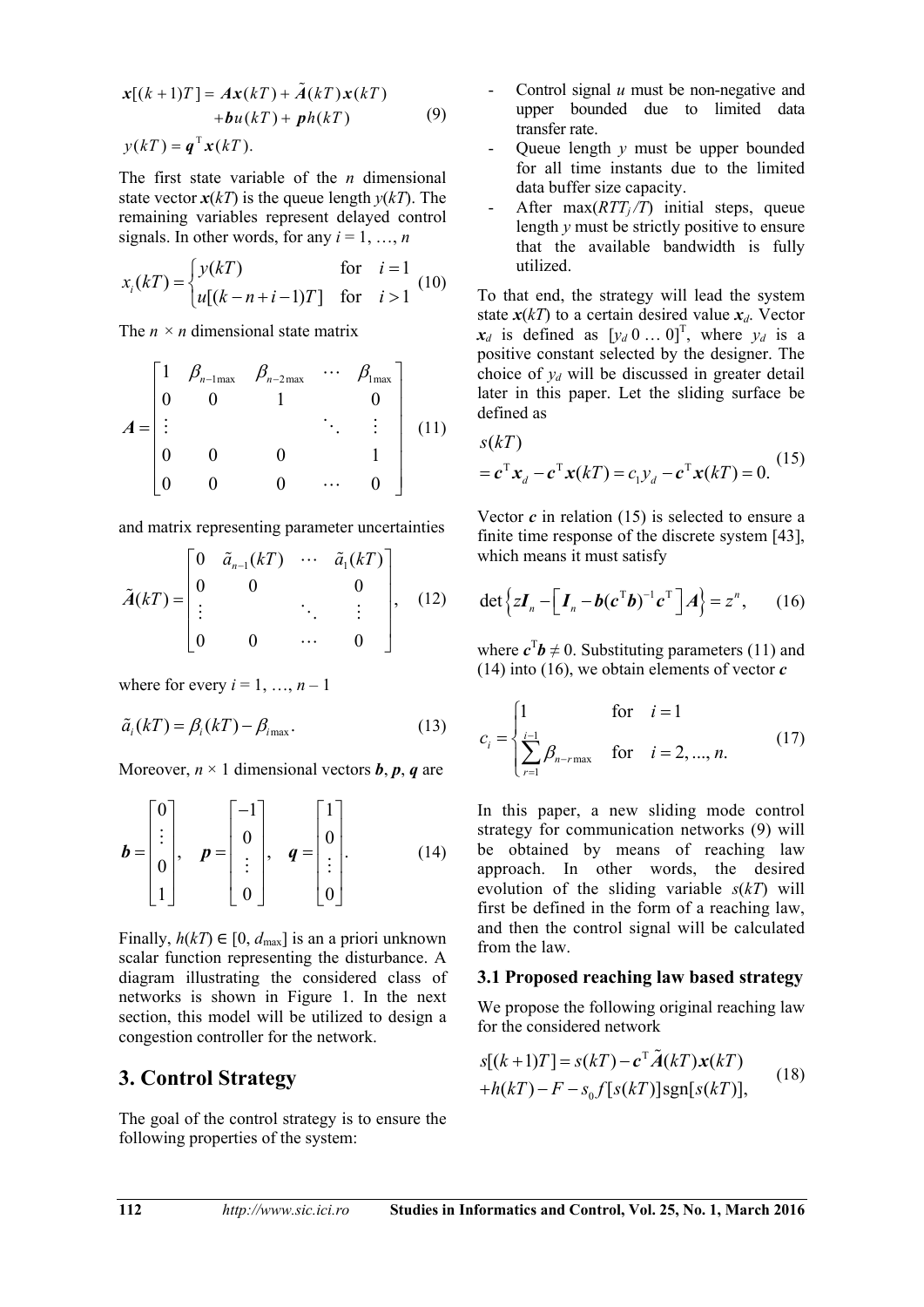$$
\begin{aligned}
\boldsymbol{x}[(k+1)T] &= \boldsymbol{A}\boldsymbol{x}(kT) + \tilde{\boldsymbol{A}}(kT)\boldsymbol{x}(kT) \\
&\quad + \boldsymbol{b}u(kT) + \boldsymbol{p}h(kT) \\
y(kT) &= \boldsymbol{q}^{\mathrm{T}}\boldsymbol{x}(kT).
\end{aligned}
\tag{9}
$$

The first state variable of the $n$ dimensional state vector $\boldsymbol{x}(kT)$ is the queue length $y(kT)$. The remaining variables represent delayed control signals. In other words, for any $i = 1, \ldots, n$

$$
x_i(kT) = \begin{cases} y(kT) & \text{for} \quad i = 1 \\ u[(k-n+i-1)T] & \text{for} \quad i > 1 \end{cases} \tag{10}
$$

The $n \times n$ dimensional state matrix

$$
\boldsymbol{A} = \begin{bmatrix} 1 & \beta_{n-1\max} & \beta_{n-2\max} & \cdots & \beta_{1\max} \\ 0 & 0 & 1 & & 0 \\ \vdots & & & \ddots & \vdots \\ 0 & 0 & 0 & & 1 \\ 0 & 0 & 0 & \cdots & 0 \end{bmatrix} \tag{11}
$$

and matrix representing parameter uncertainties

$$
\tilde{\boldsymbol{A}}(kT) = \begin{bmatrix} 0 & \tilde{a}_{n-1}(kT) & \cdots & \tilde{a}_1(kT) \\ 0 & 0 & & 0 \\ \vdots & & \ddots & \vdots \\ 0 & 0 & \cdots & 0 \end{bmatrix}, \tag{12}
$$

where for every $i = 1, \ldots, n-1$

$$
\tilde{a}_i(kT) = \beta_i(kT) - \beta_{i\max}. \tag{13}
$$

Moreover, $n \times 1$ dimensional vectors $\boldsymbol{b}$, $\boldsymbol{p}$, $\boldsymbol{q}$ are

$$
\boldsymbol{b} = \begin{bmatrix} 0 \\ \vdots \\ 0 \\ 1 \end{bmatrix}, \quad \boldsymbol{p} = \begin{bmatrix} -1 \\ 0 \\ \vdots \\ 0 \end{bmatrix}, \quad \boldsymbol{q} = \begin{bmatrix} 1 \\ 0 \\ \vdots \\ 0 \end{bmatrix}. \tag{14}
$$

Finally, $h(kT) \in [0, d_{\max}]$ is an a priori unknown scalar function representing the disturbance. A diagram illustrating the considered class of networks is shown in Figure 1. In the next section, this model will be utilized to design a congestion controller for the network.

## 3. Control Strategy

The goal of the control strategy is to ensure the following properties of the system:

- Control signal $u$ must be non-negative and upper bounded due to limited data transfer rate.
- Queue length $y$ must be upper bounded for all time instants due to the limited data buffer size capacity.
- After $\max(RTT_j/T)$ initial steps, queue length $y$ must be strictly positive to ensure that the available bandwidth is fully utilized.

To that end, the strategy will lead the system state $\boldsymbol{x}(kT)$ to a certain desired value $\boldsymbol{x}_d$. Vector $\boldsymbol{x}_d$ is defined as $[y_d\ 0 \ldots 0]^{\mathrm{T}}$, where $y_d$ is a positive constant selected by the designer. The choice of $y_d$ will be discussed in greater detail later in this paper. Let the sliding surface be defined as

$$
\begin{aligned}
&s(kT) \\
&= \boldsymbol{c}^{\mathrm{T}}\boldsymbol{x}_d - \boldsymbol{c}^{\mathrm{T}}\boldsymbol{x}(kT) = c_1 y_d - \boldsymbol{c}^{\mathrm{T}}\boldsymbol{x}(kT) = 0.
\end{aligned}
\tag{15}
$$

Vector $\boldsymbol{c}$ in relation (15) is selected to ensure a finite time response of the discrete system [43], which means it must satisfy

$$
\det\left\{ z\boldsymbol{I}_n - \left[ \boldsymbol{I}_n - \boldsymbol{b}(\boldsymbol{c}^{\mathrm{T}}\boldsymbol{b})^{-1}\boldsymbol{c}^{\mathrm{T}} \right]\boldsymbol{A} \right\} = z^n, \tag{16}
$$

where $\boldsymbol{c}^{\mathrm{T}}\boldsymbol{b} \neq 0$. Substituting parameters (11) and (14) into (16), we obtain elements of vector $\boldsymbol{c}$

$$
c_i = \begin{cases} 1 & \text{for} \quad i = 1 \\ \displaystyle\sum_{r=1}^{i-1} \beta_{n-r\max} & \text{for} \quad i = 2, \ldots, n. \end{cases} \tag{17}
$$

In this paper, a new sliding mode control strategy for communication networks (9) will be obtained by means of reaching law approach. In other words, the desired evolution of the sliding variable $s(kT)$ will first be defined in the form of a reaching law, and then the control signal will be calculated from the law.

### 3.1 Proposed reaching law based strategy

We propose the following original reaching law for the considered network

$$
\begin{aligned}
s[(k+1)T] &= s(kT) - \boldsymbol{c}^{\mathrm{T}}\tilde{\boldsymbol{A}}(kT)\boldsymbol{x}(kT) \\
&\quad + h(kT) - F - s_0 f[s(kT)]\operatorname{sgn}[s(kT)],
\end{aligned}
\tag{18}
$$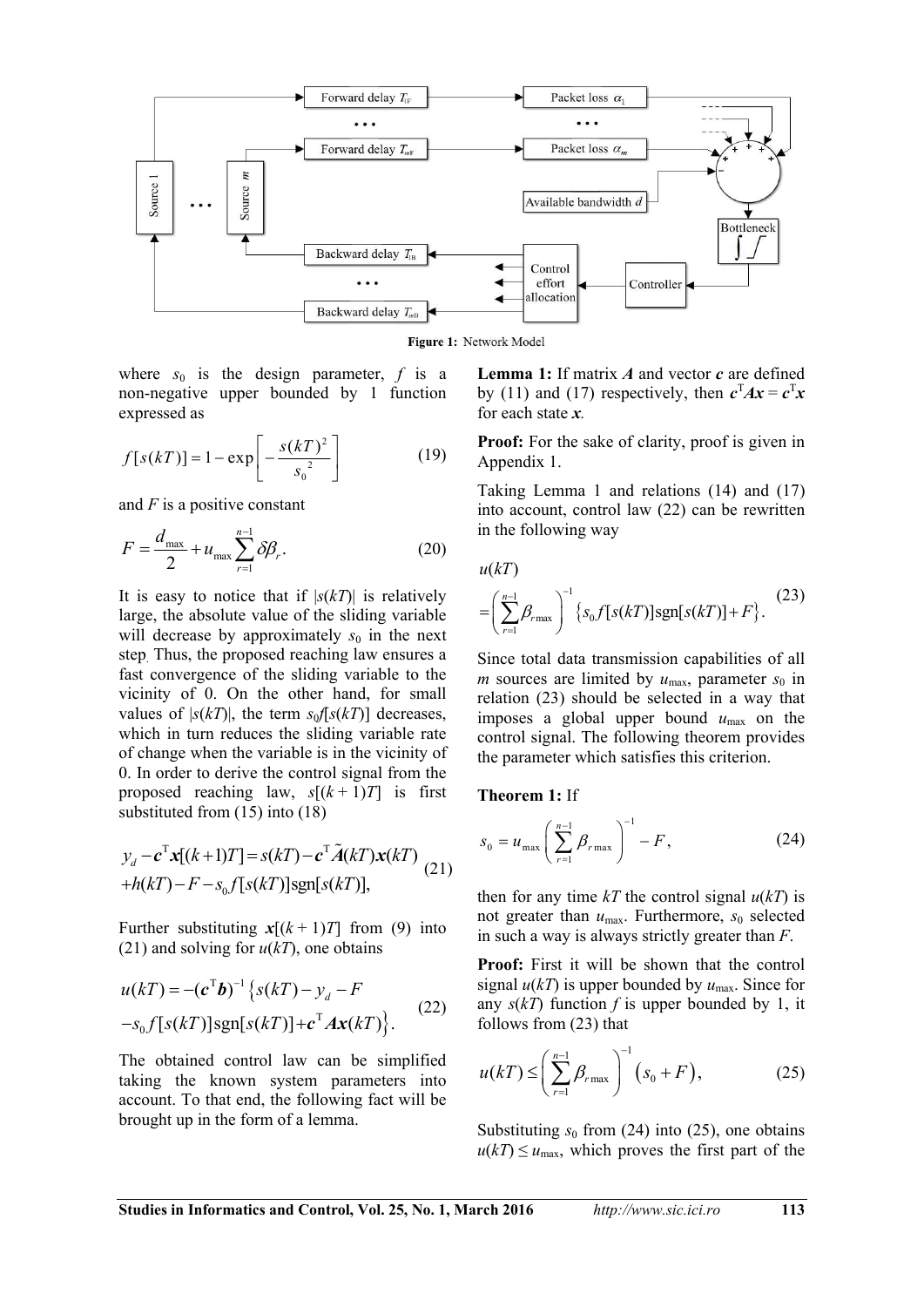Figure 1: Network Model

where $s_0$ is the design parameter, $f$ is a non-negative upper bounded by 1 function expressed as

$$f[s(kT)] = 1 - \exp\left[-\frac{s(kT)^2}{s_0^2}\right] \tag{19}$$

and $F$ is a positive constant

$$F = \frac{d_{\max}}{2} + u_{\max}\sum_{r=1}^{n-1}\delta\beta_r. \tag{20}$$

It is easy to notice that if $|s(kT)|$ is relatively large, the absolute value of the sliding variable will decrease by approximately $s_0$ in the next step. Thus, the proposed reaching law ensures a fast convergence of the sliding variable to the vicinity of 0. On the other hand, for small values of $|s(kT)|$, the term $s_0 f[s(kT)]$ decreases, which in turn reduces the sliding variable rate of change when the variable is in the vicinity of 0. In order to derive the control signal from the proposed reaching law, $s[(k+1)T]$ is first substituted from (15) into (18)

$$\begin{aligned} &y_d - \boldsymbol{c}^{\mathrm{T}}\boldsymbol{x}[(k+1)T] = s(kT) - \boldsymbol{c}^{\mathrm{T}}\tilde{\boldsymbol{A}}(kT)\boldsymbol{x}(kT) \\ &+h(kT) - F - s_0 f[s(kT)]\operatorname{sgn}[s(kT)], \end{aligned} \tag{21}$$

Further substituting $\boldsymbol{x}[(k+1)T]$ from (9) into (21) and solving for $u(kT)$, one obtains

$$\begin{aligned} u(kT) &= -(\boldsymbol{c}^{\mathrm{T}}\boldsymbol{b})^{-1}\left\{s(kT) - y_d - F\right. \\ &\left. -s_0 f[s(kT)]\operatorname{sgn}[s(kT)] + \boldsymbol{c}^{\mathrm{T}}\boldsymbol{A}\boldsymbol{x}(kT)\right\}. \end{aligned} \tag{22}$$

The obtained control law can be simplified taking the known system parameters into account. To that end, the following fact will be brought up in the form of a lemma.

**Lemma 1:** If matrix $\boldsymbol{A}$ and vector $\boldsymbol{c}$ are defined by (11) and (17) respectively, then $\boldsymbol{c}^{\mathrm{T}}\boldsymbol{A}\boldsymbol{x} = \boldsymbol{c}^{\mathrm{T}}\boldsymbol{x}$ for each state $\boldsymbol{x}$.

**Proof:** For the sake of clarity, proof is given in Appendix 1.

Taking Lemma 1 and relations (14) and (17) into account, control law (22) can be rewritten in the following way

$$\begin{aligned} &u(kT) \\ &= \left(\sum_{r=1}^{n-1}\beta_{r\max}\right)^{-1}\left\{s_0 f[s(kT)]\operatorname{sgn}[s(kT)] + F\right\}. \end{aligned} \tag{23}$$

Since total data transmission capabilities of all $m$ sources are limited by $u_{\max}$, parameter $s_0$ in relation (23) should be selected in a way that imposes a global upper bound $u_{\max}$ on the control signal. The following theorem provides the parameter which satisfies this criterion.

**Theorem 1:** If

$$s_0 = u_{\max}\left(\sum_{r=1}^{n-1}\beta_{r\max}\right)^{-1} - F, \tag{24}$$

then for any time $kT$ the control signal $u(kT)$ is not greater than $u_{\max}$. Furthermore, $s_0$ selected in such a way is always strictly greater than $F$.

**Proof:** First it will be shown that the control signal $u(kT)$ is upper bounded by $u_{\max}$. Since for any $s(kT)$ function $f$ is upper bounded by 1, it follows from (23) that

$$u(kT) \le \left(\sum_{r=1}^{n-1}\beta_{r\max}\right)^{-1}\left(s_0 + F\right), \tag{25}$$

Substituting $s_0$ from (24) into (25), one obtains $u(kT) \le u_{\max}$, which proves the first part of the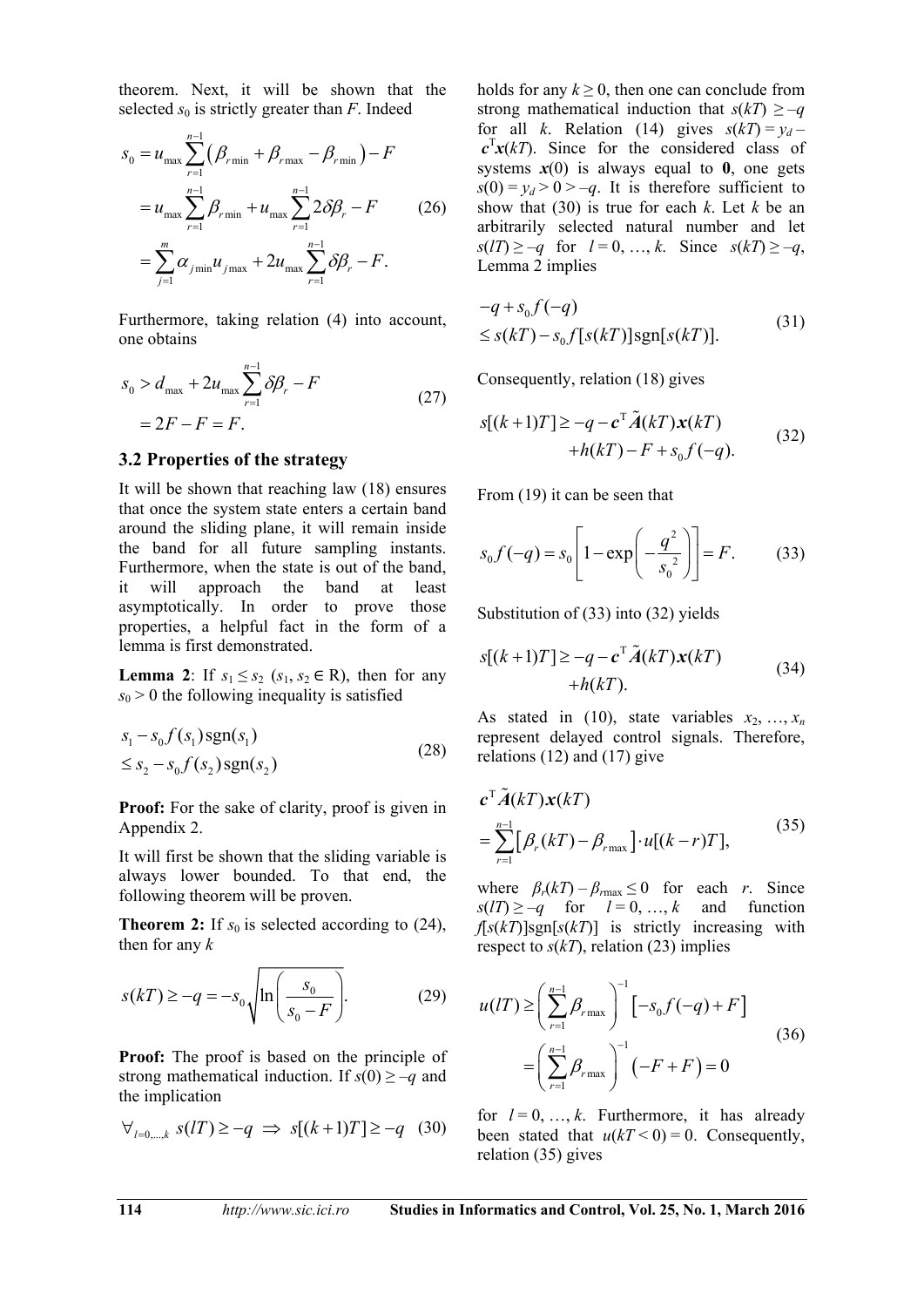theorem. Next, it will be shown that the selected $s_0$ is strictly greater than $F$. Indeed

$$
\begin{aligned}
s_0 &= u_{\max} \sum_{r=1}^{n-1} \left( \beta_{r\min} + \beta_{r\max} - \beta_{r\min} \right) - F \\
&= u_{\max} \sum_{r=1}^{n-1} \beta_{r\min} + u_{\max} \sum_{r=1}^{n-1} 2\delta\beta_r - F \\
&= \sum_{j=1}^{m} \alpha_{j\min} u_{j\max} + 2u_{\max} \sum_{r=1}^{n-1} \delta\beta_r - F.
\end{aligned} \tag{26}
$$

Furthermore, taking relation (4) into account, one obtains

$$
\begin{aligned}
s_0 &> d_{\max} + 2u_{\max} \sum_{r=1}^{n-1} \delta\beta_r - F \\
&= 2F - F = F.
\end{aligned} \tag{27}
$$

### 3.2 Properties of the strategy

It will be shown that reaching law (18) ensures that once the system state enters a certain band around the sliding plane, it will remain inside the band for all future sampling instants. Furthermore, when the state is out of the band, it will approach the band at least asymptotically. In order to prove those properties, a helpful fact in the form of a lemma is first demonstrated.

**Lemma 2**: If $s_1 \le s_2$ ($s_1, s_2 \in \mathrm{R}$), then for any $s_0 > 0$ the following inequality is satisfied

$$
\begin{aligned}
& s_1 - s_0 f(s_1)\operatorname{sgn}(s_1) \\
& \le s_2 - s_0 f(s_2)\operatorname{sgn}(s_2)
\end{aligned} \tag{28}
$$

**Proof:** For the sake of clarity, proof is given in Appendix 2.

It will first be shown that the sliding variable is always lower bounded. To that end, the following theorem will be proven.

**Theorem 2:** If $s_0$ is selected according to (24), then for any $k$

$$
s(kT) \ge -q = -s_0 \sqrt{\ln\left(\frac{s_0}{s_0 - F}\right)}. \tag{29}
$$

**Proof:** The proof is based on the principle of strong mathematical induction. If $s(0) \ge -q$ and the implication

$$
\forall_{l=0,\ldots,k}\; s(lT) \ge -q \;\Rightarrow\; s[(k+1)T] \ge -q \tag{30}
$$

holds for any $k \ge 0$, then one can conclude from strong mathematical induction that $s(kT) \ge -q$ for all $k$. Relation (14) gives $s(kT) = y_d - \boldsymbol{c}^{\mathrm{T}}\boldsymbol{x}(kT)$. Since for the considered class of systems $\boldsymbol{x}(0)$ is always equal to $\mathbf{0}$, one gets $s(0) = y_d > 0 > -q$. It is therefore sufficient to show that (30) is true for each $k$. Let $k$ be an arbitrarily selected natural number and let $s(lT) \ge -q$ for $l = 0, \ldots, k$. Since $s(kT) \ge -q$, Lemma 2 implies

$$
\begin{aligned}
& -q + s_0 f(-q) \\
& \le s(kT) - s_0 f[s(kT)]\operatorname{sgn}[s(kT)].
\end{aligned} \tag{31}
$$

Consequently, relation (18) gives

$$
\begin{aligned}
s[(k+1)T] \ge & -q - \boldsymbol{c}^{\mathrm{T}} \tilde{\boldsymbol{A}}(kT)\boldsymbol{x}(kT) \\
& + h(kT) - F + s_0 f(-q).
\end{aligned} \tag{32}
$$

From (19) it can be seen that

$$
s_0 f(-q) = s_0 \left[ 1 - \exp\left( -\frac{q^2}{s_0^2} \right) \right] = F. \tag{33}
$$

Substitution of (33) into (32) yields

$$
\begin{aligned}
s[(k+1)T] \ge & -q - \boldsymbol{c}^{\mathrm{T}} \tilde{\boldsymbol{A}}(kT)\boldsymbol{x}(kT) \\
& + h(kT).
\end{aligned} \tag{34}
$$

As stated in (10), state variables $x_2, \ldots, x_n$ represent delayed control signals. Therefore, relations (12) and (17) give

$$
\begin{aligned}
& \boldsymbol{c}^{\mathrm{T}} \tilde{\boldsymbol{A}}(kT)\boldsymbol{x}(kT) \\
& = \sum_{r=1}^{n-1} \left[ \beta_r(kT) - \beta_{r\max} \right] \cdot u[(k-r)T],
\end{aligned} \tag{35}
$$

where $\beta_r(kT) - \beta_{r\max} \le 0$ for each $r$. Since $s(lT) \ge -q$ for $l = 0, \ldots, k$ and function $f[s(kT)]\operatorname{sgn}[s(kT)]$ is strictly increasing with respect to $s(kT)$, relation (23) implies

$$
\begin{aligned}
u(lT) &\ge \left( \sum_{r=1}^{n-1} \beta_{r\max} \right)^{-1} \left[ -s_0 f(-q) + F \right] \\
&= \left( \sum_{r=1}^{n-1} \beta_{r\max} \right)^{-1} \left( -F + F \right) = 0
\end{aligned} \tag{36}
$$

for $l = 0, \ldots, k$. Furthermore, it has already been stated that $u(kT < 0) = 0$. Consequently, relation (35) gives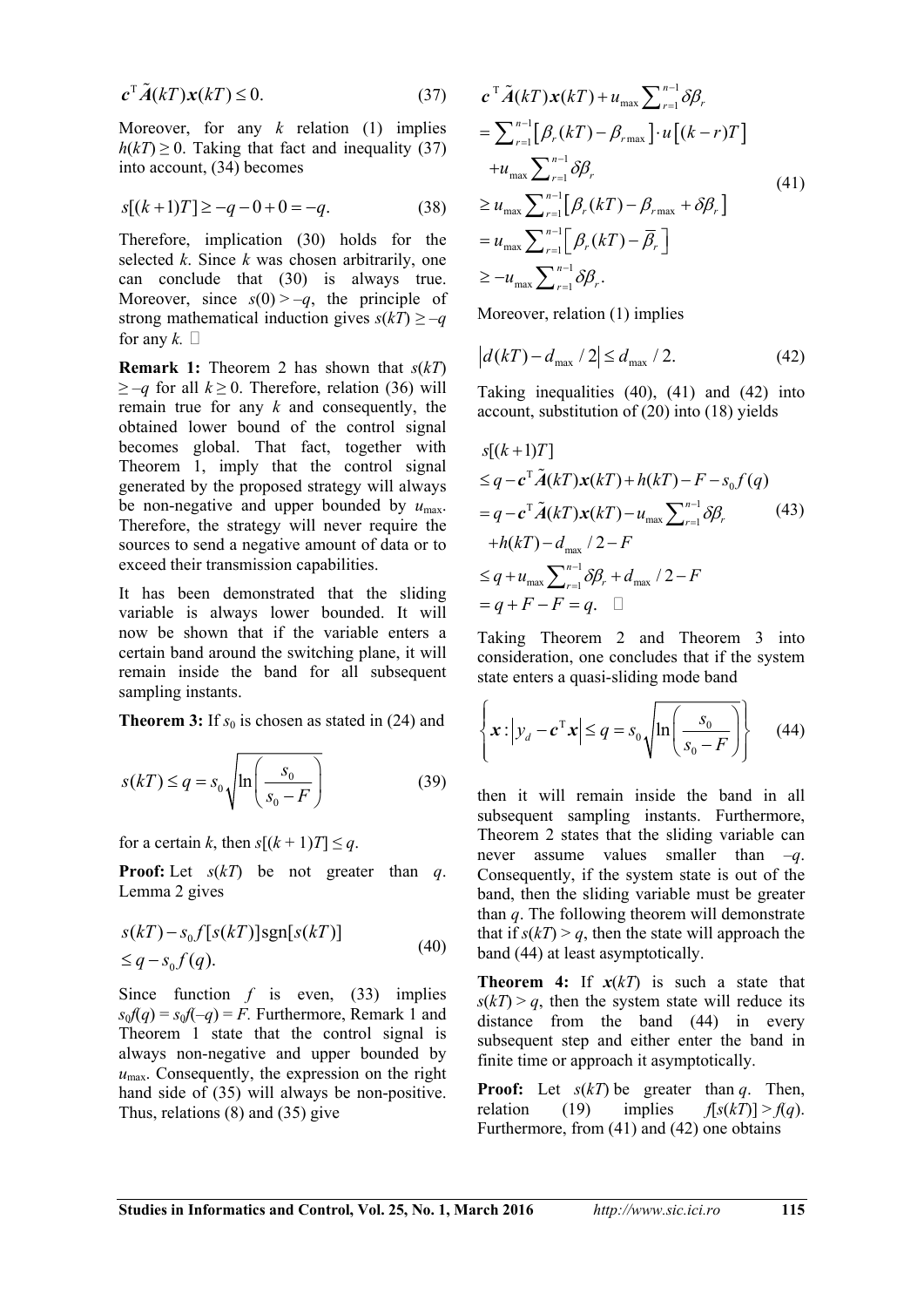$$\boldsymbol{c}^{\mathrm{T}}\tilde{\boldsymbol{A}}(kT)\boldsymbol{x}(kT) \le 0. \tag{37}$$

Moreover, for any $k$ relation (1) implies $h(kT) \ge 0$. Taking that fact and inequality (37) into account, (34) becomes

$$s[(k+1)T] \ge -q - 0 + 0 = -q. \tag{38}$$

Therefore, implication (30) holds for the selected $k$. Since $k$ was chosen arbitrarily, one can conclude that (30) is always true. Moreover, since $s(0) > -q$, the principle of strong mathematical induction gives $s(kT) \ge -q$ for any $k$. □

**Remark 1:** Theorem 2 has shown that $s(kT) \ge -q$ for all $k \ge 0$. Therefore, relation (36) will remain true for any $k$ and consequently, the obtained lower bound of the control signal becomes global. That fact, together with Theorem 1, imply that the control signal generated by the proposed strategy will always be non-negative and upper bounded by $u_{\max}$. Therefore, the strategy will never require the sources to send a negative amount of data or to exceed their transmission capabilities.

It has been demonstrated that the sliding variable is always lower bounded. It will now be shown that if the variable enters a certain band around the switching plane, it will remain inside the band for all subsequent sampling instants.

**Theorem 3:** If $s_0$ is chosen as stated in (24) and

$$s(kT) \le q = s_0\sqrt{\ln\left(\frac{s_0}{s_0 - F}\right)} \tag{39}$$

for a certain $k$, then $s[(k+1)T] \le q$.

**Proof:** Let $s(kT)$ be not greater than $q$. Lemma 2 gives

$$\begin{aligned} &s(kT) - s_0 f[s(kT)]\operatorname{sgn}[s(kT)] \\ &\le q - s_0 f(q). \end{aligned} \tag{40}$$

Since function $f$ is even, (33) implies $s_0 f(q) = s_0 f(-q) = F$. Furthermore, Remark 1 and Theorem 1 state that the control signal is always non-negative and upper bounded by $u_{\max}$. Consequently, the expression on the right hand side of (35) will always be non-positive. Thus, relations (8) and (35) give

$$\begin{aligned} &\boldsymbol{c}^{\mathrm{T}}\tilde{\boldsymbol{A}}(kT)\boldsymbol{x}(kT) + u_{\max}\sum_{r=1}^{n-1}\delta\beta_r \\ &= \sum_{r=1}^{n-1}\left[\beta_r(kT) - \beta_{r\max}\right]\cdot u\left[(k-r)T\right] \\ &\quad + u_{\max}\sum_{r=1}^{n-1}\delta\beta_r \\ &\ge u_{\max}\sum_{r=1}^{n-1}\left[\beta_r(kT) - \beta_{r\max} + \delta\beta_r\right] \\ &= u_{\max}\sum_{r=1}^{n-1}\left[\beta_r(kT) - \overline{\beta}_r\right] \\ &\ge -u_{\max}\sum_{r=1}^{n-1}\delta\beta_r. \end{aligned} \tag{41}$$

Moreover, relation (1) implies

$$\left|d(kT) - d_{\max}/2\right| \le d_{\max}/2. \tag{42}$$

Taking inequalities (40), (41) and (42) into account, substitution of (20) into (18) yields

$$\begin{aligned} &s[(k+1)T] \\ &\le q - \boldsymbol{c}^{\mathrm{T}}\tilde{\boldsymbol{A}}(kT)\boldsymbol{x}(kT) + h(kT) - F - s_0 f(q) \\ &= q - \boldsymbol{c}^{\mathrm{T}}\tilde{\boldsymbol{A}}(kT)\boldsymbol{x}(kT) - u_{\max}\sum_{r=1}^{n-1}\delta\beta_r \\ &\quad + h(kT) - d_{\max}/2 - F \\ &\le q + u_{\max}\sum_{r=1}^{n-1}\delta\beta_r + d_{\max}/2 - F \\ &= q + F - F = q. \quad \square \end{aligned} \tag{43}$$

Taking Theorem 2 and Theorem 3 into consideration, one concludes that if the system state enters a quasi-sliding mode band

$$\left\{\boldsymbol{x} : \left|y_d - \boldsymbol{c}^{\mathrm{T}}\boldsymbol{x}\right| \le q = s_0\sqrt{\ln\left(\frac{s_0}{s_0 - F}\right)}\right\} \tag{44}$$

then it will remain inside the band in all subsequent sampling instants. Furthermore, Theorem 2 states that the sliding variable can never assume values smaller than $-q$. Consequently, if the system state is out of the band, then the sliding variable must be greater than $q$. The following theorem will demonstrate that if $s(kT) > q$, then the state will approach the band (44) at least asymptotically.

**Theorem 4:** If $\boldsymbol{x}(kT)$ is such a state that $s(kT) > q$, then the system state will reduce its distance from the band (44) in every subsequent step and either enter the band in finite time or approach it asymptotically.

**Proof:** Let $s(kT)$ be greater than $q$. Then, relation (19) implies $f[s(kT)] > f(q)$. Furthermore, from (41) and (42) one obtains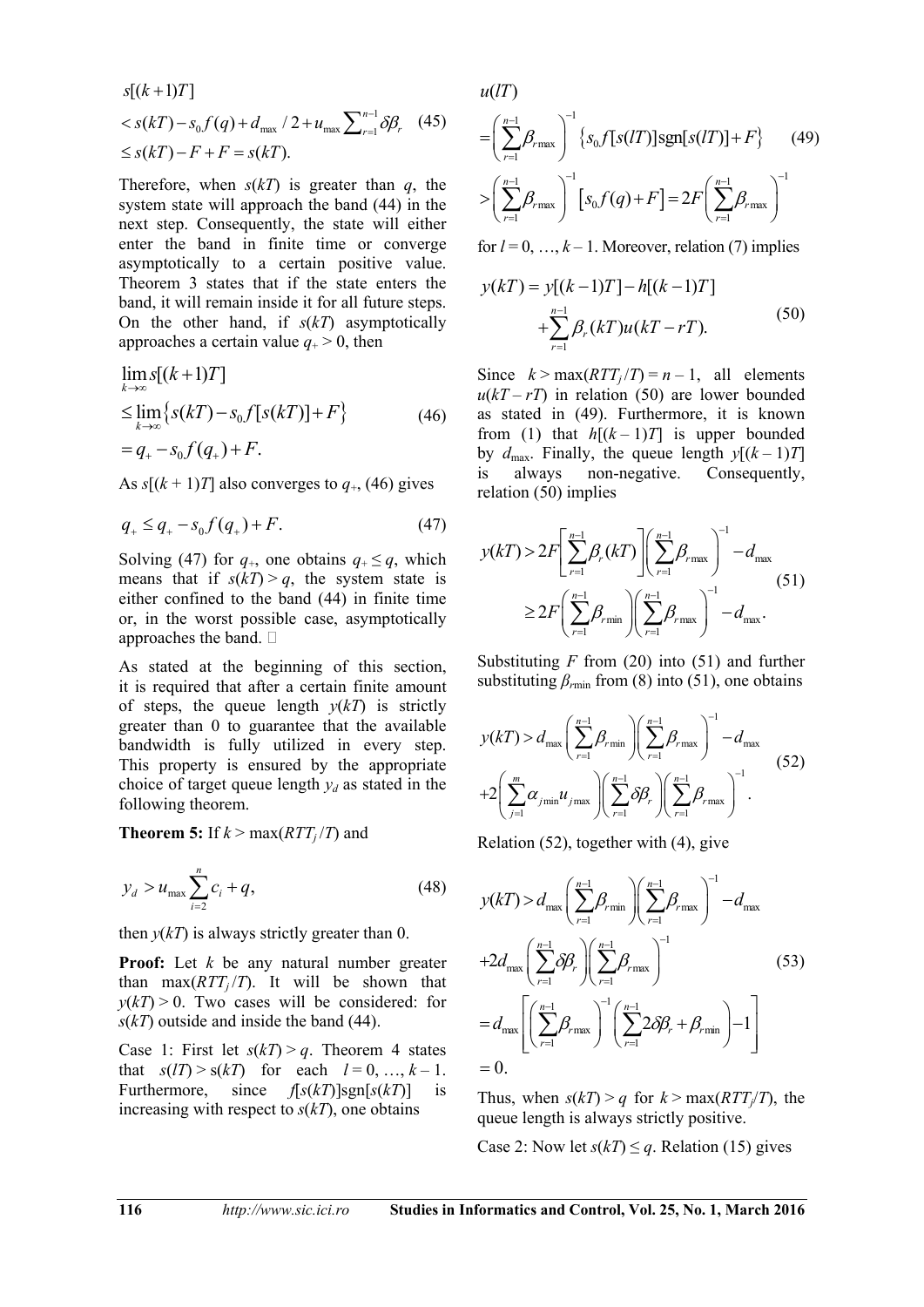$$
\begin{aligned}
&s[(k+1)T] \\
&< s(kT) - s_0 f(q) + d_{\max}/2 + u_{\max}\textstyle\sum_{r=1}^{n-1}\delta\beta_r \\
&\leq s(kT) - F + F = s(kT).
\end{aligned} \tag{45}
$$

Therefore, when $s(kT)$ is greater than $q$, the system state will approach the band (44) in the next step. Consequently, the state will either enter the band in finite time or converge asymptotically to a certain positive value. Theorem 3 states that if the state enters the band, it will remain inside it for all future steps. On the other hand, if $s(kT)$ asymptotically approaches a certain value $q_+ > 0$, then

$$
\begin{aligned}
&\lim_{k\to\infty} s[(k+1)T] \\
&\leq \lim_{k\to\infty}\left\{s(kT) - s_0 f[s(kT)] + F\right\} \\
&= q_+ - s_0 f(q_+) + F.
\end{aligned} \tag{46}
$$

As $s[(k+1)T]$ also converges to $q_+$, (46) gives

$$
q_+ \leq q_+ - s_0 f(q_+) + F. \tag{47}
$$

Solving (47) for $q_+$, one obtains $q_+ \leq q$, which means that if $s(kT) > q$, the system state is either confined to the band (44) in finite time or, in the worst possible case, asymptotically approaches the band. □

As stated at the beginning of this section, it is required that after a certain finite amount of steps, the queue length $y(kT)$ is strictly greater than 0 to guarantee that the available bandwidth is fully utilized in every step. This property is ensured by the appropriate choice of target queue length $y_d$ as stated in the following theorem.

**Theorem 5:** If $k > \max(RTT_j/T)$ and

$$
y_d > u_{\max}\sum_{i=2}^{n} c_i + q, \tag{48}
$$

then $y(kT)$ is always strictly greater than 0.

**Proof:** Let $k$ be any natural number greater than $\max(RTT_j/T)$. It will be shown that $y(kT) > 0$. Two cases will be considered: for $s(kT)$ outside and inside the band (44).

Case 1: First let $s(kT) > q$. Theorem 4 states that $s(lT) > s(kT)$ for each $l = 0, \ldots, k-1$. Furthermore, since $f[s(kT)]\text{sgn}[s(kT)]$ is increasing with respect to $s(kT)$, one obtains

$$
\begin{aligned}
&u(lT) \\
&= \left(\sum_{r=1}^{n-1}\beta_{r\max}\right)^{-1}\left\{s_0 f[s(lT)]\text{sgn}[s(lT)] + F\right\} \\
&> \left(\sum_{r=1}^{n-1}\beta_{r\max}\right)^{-1}\left[s_0 f(q) + F\right] = 2F\left(\sum_{r=1}^{n-1}\beta_{r\max}\right)^{-1}
\end{aligned} \tag{49}
$$

for $l = 0, \ldots, k-1$. Moreover, relation (7) implies

$$
\begin{aligned}
y(kT) &= y[(k-1)T] - h[(k-1)T] \\
&+ \sum_{r=1}^{n-1}\beta_r(kT)u(kT - rT).
\end{aligned} \tag{50}
$$

Since $k > \max(RTT_j/T) = n - 1$, all elements $u(kT - rT)$ in relation (50) are lower bounded as stated in (49). Furthermore, it is known from (1) that $h[(k-1)T]$ is upper bounded by $d_{\max}$. Finally, the queue length $y[(k-1)T]$ is always non-negative. Consequently, relation (50) implies

$$
\begin{aligned}
y(kT) &> 2F\left[\sum_{r=1}^{n-1}\beta_r(kT)\right]\left(\sum_{r=1}^{n-1}\beta_{r\max}\right)^{-1} - d_{\max} \\
&\geq 2F\left(\sum_{r=1}^{n-1}\beta_{r\min}\right)\left(\sum_{r=1}^{n-1}\beta_{r\max}\right)^{-1} - d_{\max}.
\end{aligned} \tag{51}
$$

Substituting $F$ from (20) into (51) and further substituting $\beta_{r\min}$ from (8) into (51), one obtains

$$
\begin{aligned}
y(kT) &> d_{\max}\left(\sum_{r=1}^{n-1}\beta_{r\min}\right)\left(\sum_{r=1}^{n-1}\beta_{r\max}\right)^{-1} - d_{\max} \\
&+ 2\left(\sum_{j=1}^{m}\alpha_{j\min}u_{j\max}\right)\left(\sum_{r=1}^{n-1}\delta\beta_r\right)\left(\sum_{r=1}^{n-1}\beta_{r\max}\right)^{-1}.
\end{aligned} \tag{52}
$$

Relation (52), together with (4), give

$$
\begin{aligned}
y(kT) &> d_{\max}\left(\sum_{r=1}^{n-1}\beta_{r\min}\right)\left(\sum_{r=1}^{n-1}\beta_{r\max}\right)^{-1} - d_{\max} \\
&+ 2d_{\max}\left(\sum_{r=1}^{n-1}\delta\beta_r\right)\left(\sum_{r=1}^{n-1}\beta_{r\max}\right)^{-1} \\
&= d_{\max}\left[\left(\sum_{r=1}^{n-1}\beta_{r\max}\right)^{-1}\left(\sum_{r=1}^{n-1}2\delta\beta_r + \beta_{r\min}\right) - 1\right] \\
&= 0.
\end{aligned} \tag{53}
$$

Thus, when $s(kT) > q$ for $k > \max(RTT_j/T)$, the queue length is always strictly positive.

Case 2: Now let $s(kT) \leq q$. Relation (15) gives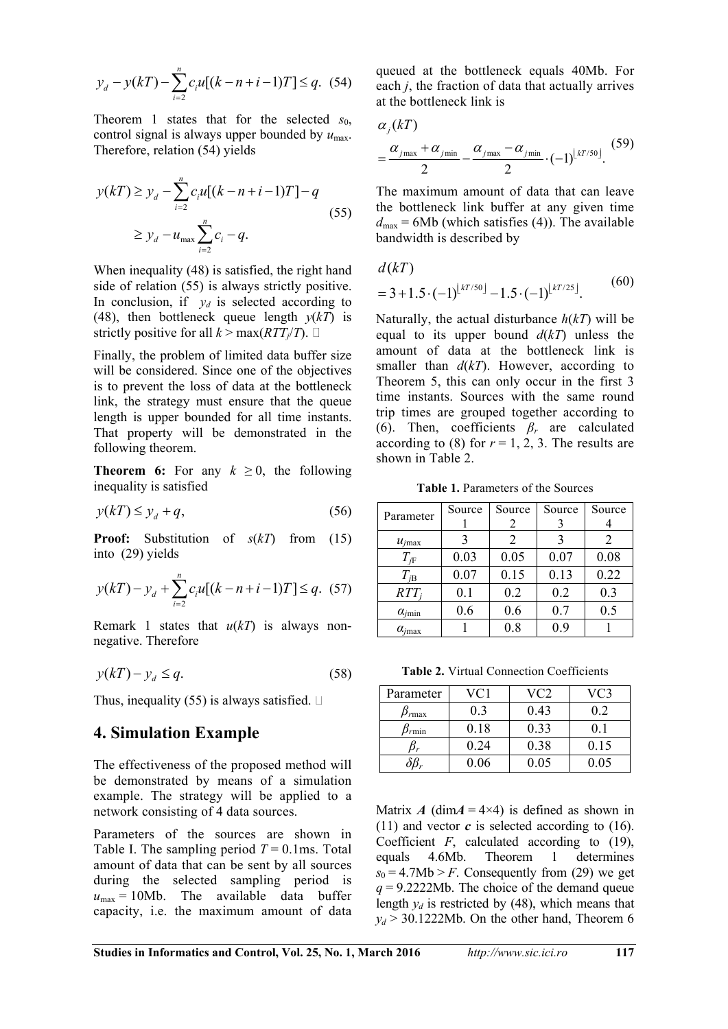$$y_d - y(kT) - \sum_{i=2}^{n} c_i u[(k-n+i-1)T] \leq q. \quad (54)$$

Theorem 1 states that for the selected $s_0$, control signal is always upper bounded by $u_{\max}$. Therefore, relation (54) yields

$$\begin{aligned} y(kT) &\geq y_d - \sum_{i=2}^{n} c_i u[(k-n+i-1)T] - q \\ &\geq y_d - u_{\max} \sum_{i=2}^{n} c_i - q. \end{aligned} \quad (55)$$

When inequality (48) is satisfied, the right hand side of relation (55) is always strictly positive. In conclusion, if $y_d$ is selected according to (48), then bottleneck queue length $y(kT)$ is strictly positive for all $k > \max(RTT_j/T)$. □

Finally, the problem of limited data buffer size will be considered. Since one of the objectives is to prevent the loss of data at the bottleneck link, the strategy must ensure that the queue length is upper bounded for all time instants. That property will be demonstrated in the following theorem.

**Theorem 6:** For any $k \geq 0$, the following inequality is satisfied

$$y(kT) \leq y_d + q, \quad (56)$$

**Proof:** Substitution of $s(kT)$ from (15) into (29) yields

$$y(kT) - y_d + \sum_{i=2}^{n} c_i u[(k-n+i-1)T] \leq q. \quad (57)$$

Remark 1 states that $u(kT)$ is always non-negative. Therefore

$$y(kT) - y_d \leq q. \quad (58)$$

Thus, inequality (55) is always satisfied. □

## 4. Simulation Example

The effectiveness of the proposed method will be demonstrated by means of a simulation example. The strategy will be applied to a network consisting of 4 data sources.

Parameters of the sources are shown in Table I. The sampling period $T = 0.1$ms. Total amount of data that can be sent by all sources during the selected sampling period is $u_{\max} = 10$Mb. The available data buffer capacity, i.e. the maximum amount of data queued at the bottleneck equals 40Mb. For each $j$, the fraction of data that actually arrives at the bottleneck link is

$$\begin{aligned} &\alpha_j(kT) \\ &= \frac{\alpha_{j\max} + \alpha_{j\min}}{2} - \frac{\alpha_{j\max} - \alpha_{j\min}}{2} \cdot (-1)^{\lfloor kT/50 \rfloor}. \end{aligned} \quad (59)$$

The maximum amount of data that can leave the bottleneck link buffer at any given time $d_{\max} = 6$Mb (which satisfies (4)). The available bandwidth is described by

$$\begin{aligned} &d(kT) \\ &= 3 + 1.5 \cdot (-1)^{\lfloor kT/50 \rfloor} - 1.5 \cdot (-1)^{\lfloor kT/25 \rfloor}. \end{aligned} \quad (60)$$

Naturally, the actual disturbance $h(kT)$ will be equal to its upper bound $d(kT)$ unless the amount of data at the bottleneck link is smaller than $d(kT)$. However, according to Theorem 5, this can only occur in the first 3 time instants. Sources with the same round trip times are grouped together according to (6). Then, coefficients $\beta_r$ are calculated according to (8) for $r = 1, 2, 3$. The results are shown in Table 2.

**Table 1.** Parameters of the Sources

| Parameter | Source 1 | Source 2 | Source 3 | Source 4 |
|---|---|---|---|---|
| $u_{j\max}$ | 3 | 2 | 3 | 2 |
| $T_{jF}$ | 0.03 | 0.05 | 0.07 | 0.08 |
| $T_{jB}$ | 0.07 | 0.15 | 0.13 | 0.22 |
| $RTT_j$ | 0.1 | 0.2 | 0.2 | 0.3 |
| $\alpha_{j\min}$ | 0.6 | 0.6 | 0.7 | 0.5 |
| $\alpha_{j\max}$ | 1 | 0.8 | 0.9 | 1 |

**Table 2.** Virtual Connection Coefficients

| Parameter | VC1 | VC2 | VC3 |
|---|---|---|---|
| $\beta_{r\max}$ | 0.3 | 0.43 | 0.2 |
| $\beta_{r\min}$ | 0.18 | 0.33 | 0.1 |
| $\beta_r$ | 0.24 | 0.38 | 0.15 |
| $\delta\beta_r$ | 0.06 | 0.05 | 0.05 |

Matrix $\boldsymbol{A}$ (dim$\boldsymbol{A}$ = 4×4) is defined as shown in (11) and vector $\boldsymbol{c}$ is selected according to (16). Coefficient $F$, calculated according to (19), equals 4.6Mb. Theorem 1 determines $s_0 = 4.7\text{Mb} > F$. Consequently from (29) we get $q = 9.2222$Mb. The choice of the demand queue length $y_d$ is restricted by (48), which means that $y_d > 30.1222$Mb. On the other hand, Theorem 6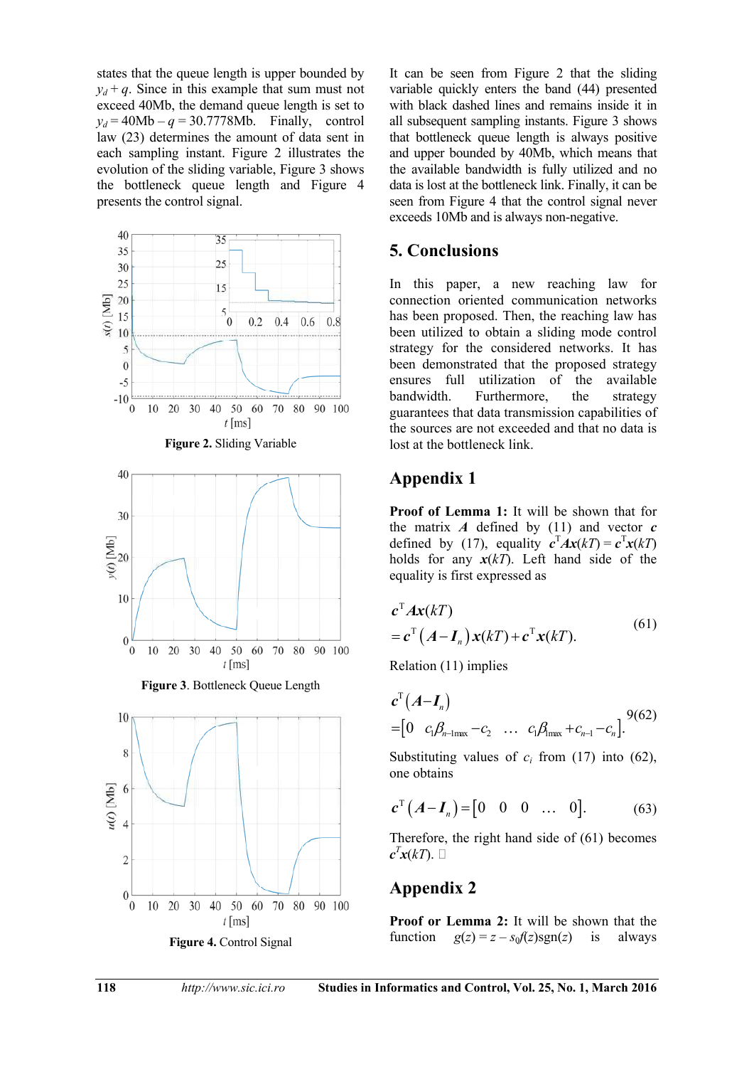states that the queue length is upper bounded by $y_d + q$. Since in this example that sum must not exceed 40Mb, the demand queue length is set to $y_d = 40\text{Mb} - q = 30.7778\text{Mb}$. Finally, control law (23) determines the amount of data sent in each sampling instant. Figure 2 illustrates the evolution of the sliding variable, Figure 3 shows the bottleneck queue length and Figure 4 presents the control signal.

**Figure 2.** Sliding Variable

**Figure 3**. Bottleneck Queue Length

**Figure 4.** Control Signal

It can be seen from Figure 2 that the sliding variable quickly enters the band (44) presented with black dashed lines and remains inside it in all subsequent sampling instants. Figure 3 shows that bottleneck queue length is always positive and upper bounded by 40Mb, which means that the available bandwidth is fully utilized and no data is lost at the bottleneck link. Finally, it can be seen from Figure 4 that the control signal never exceeds 10Mb and is always non-negative.

## 5. Conclusions

In this paper, a new reaching law for connection oriented communication networks has been proposed. Then, the reaching law has been utilized to obtain a sliding mode control strategy for the considered networks. It has been demonstrated that the proposed strategy ensures full utilization of the available bandwidth. Furthermore, the strategy guarantees that data transmission capabilities of the sources are not exceeded and that no data is lost at the bottleneck link.

## Appendix 1

**Proof of Lemma 1:** It will be shown that for the matrix $\boldsymbol{A}$ defined by (11) and vector $\boldsymbol{c}$ defined by (17), equality $\boldsymbol{c}^{\mathrm{T}}\boldsymbol{A}\boldsymbol{x}(kT) = \boldsymbol{c}^{\mathrm{T}}\boldsymbol{x}(kT)$ holds for any $\boldsymbol{x}(kT)$. Left hand side of the equality is first expressed as

$$\begin{aligned}&\boldsymbol{c}^{\mathrm{T}}\boldsymbol{A}\boldsymbol{x}(kT)\\ &= \boldsymbol{c}^{\mathrm{T}}\left(\boldsymbol{A}-\boldsymbol{I}_n\right)\boldsymbol{x}(kT) + \boldsymbol{c}^{\mathrm{T}}\boldsymbol{x}(kT).\end{aligned} \tag{61}$$

Relation (11) implies

$$\begin{aligned}&\boldsymbol{c}^{\mathrm{T}}\left(\boldsymbol{A}-\boldsymbol{I}_n\right)\\ &= \begin{bmatrix}0 & c_1\beta_{n-1\max} - c_2 & \ldots & c_1\beta_{1\max} + c_{n-1} - c_n\end{bmatrix}.\end{aligned} \tag{62}$$

Substituting values of $c_i$ from (17) into (62), one obtains

$$\boldsymbol{c}^{\mathrm{T}}\left(\boldsymbol{A}-\boldsymbol{I}_n\right) = \begin{bmatrix}0 & 0 & 0 & \ldots & 0\end{bmatrix}. \tag{63}$$

Therefore, the right hand side of (61) becomes $\boldsymbol{c}^{T}\boldsymbol{x}(kT)$. □

## Appendix 2

**Proof or Lemma 2:** It will be shown that the function $g(z) = z - s_0 f(z)\mathrm{sgn}(z)$ is always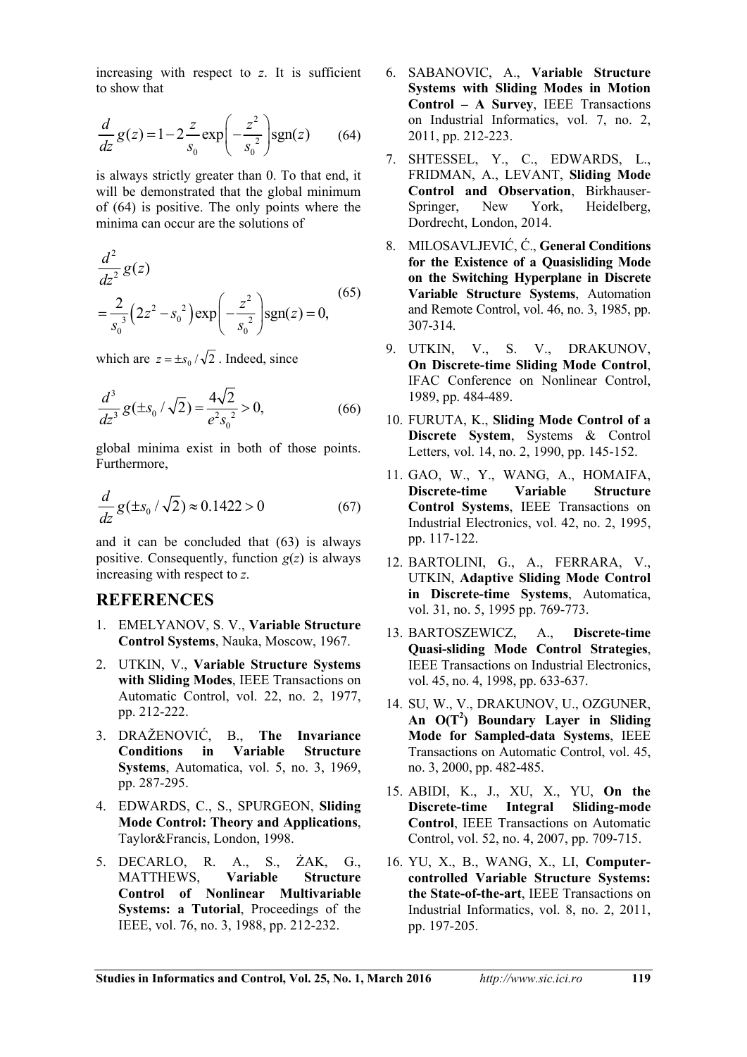increasing with respect to $z$. It is sufficient to show that

$$\frac{d}{dz}g(z) = 1 - 2\frac{z}{s_0}\exp\left(-\frac{z^2}{s_0^{\,2}}\right)\text{sgn}(z) \qquad (64)$$

is always strictly greater than 0. To that end, it will be demonstrated that the global minimum of (64) is positive. The only points where the minima can occur are the solutions of

$$\begin{aligned}&\frac{d^2}{dz^2}g(z) \\ &= \frac{2}{s_0^{\,3}}\left(2z^2 - s_0^{\,2}\right)\exp\left(-\frac{z^2}{s_0^{\,2}}\right)\text{sgn}(z) = 0,\end{aligned} \qquad (65)$$

which are $z = \pm s_0/\sqrt{2}$. Indeed, since

$$\frac{d^3}{dz^3}g(\pm s_0/\sqrt{2}) = \frac{4\sqrt{2}}{e^2 s_0^{\,2}} > 0, \qquad (66)$$

global minima exist in both of those points. Furthermore,

$$\frac{d}{dz}g(\pm s_0/\sqrt{2}) \approx 0.1422 > 0 \qquad (67)$$

and it can be concluded that (63) is always positive. Consequently, function $g(z)$ is always increasing with respect to $z$.

## REFERENCES

1. EMELYANOV, S. V., **Variable Structure Control Systems**, Nauka, Moscow, 1967.
2. UTKIN, V., **Variable Structure Systems with Sliding Modes**, IEEE Transactions on Automatic Control, vol. 22, no. 2, 1977, pp. 212-222.
3. DRAŽENOVIĆ, B., **The Invariance Conditions in Variable Structure Systems**, Automatica, vol. 5, no. 3, 1969, pp. 287-295.
4. EDWARDS, C., S., SPURGEON, **Sliding Mode Control: Theory and Applications**, Taylor&Francis, London, 1998.
5. DECARLO, R. A., S., ŻAK, G., MATTHEWS, **Variable Structure Control of Nonlinear Multivariable Systems: a Tutorial**, Proceedings of the IEEE, vol. 76, no. 3, 1988, pp. 212-232.
6. SABANOVIC, A., **Variable Structure Systems with Sliding Modes in Motion Control – A Survey**, IEEE Transactions on Industrial Informatics, vol. 7, no. 2, 2011, pp. 212-223.
7. SHTESSEL, Y., C., EDWARDS, L., FRIDMAN, A., LEVANT, **Sliding Mode Control and Observation**, Birkhauser-Springer, New York, Heidelberg, Dordrecht, London, 2014.
8. MILOSAVLJEVIĆ, Ć., **General Conditions for the Existence of a Quasisliding Mode on the Switching Hyperplane in Discrete Variable Structure Systems**, Automation and Remote Control, vol. 46, no. 3, 1985, pp. 307-314.
9. UTKIN, V., S. V., DRAKUNOV, **On Discrete-time Sliding Mode Control**, IFAC Conference on Nonlinear Control, 1989, pp. 484-489.
10. FURUTA, K., **Sliding Mode Control of a Discrete System**, Systems & Control Letters, vol. 14, no. 2, 1990, pp. 145-152.
11. GAO, W., Y., WANG, A., HOMAIFA, **Discrete-time Variable Structure Control Systems**, IEEE Transactions on Industrial Electronics, vol. 42, no. 2, 1995, pp. 117-122.
12. BARTOLINI, G., A., FERRARA, V., UTKIN, **Adaptive Sliding Mode Control in Discrete-time Systems**, Automatica, vol. 31, no. 5, 1995 pp. 769-773.
13. BARTOSZEWICZ, A., **Discrete-time Quasi-sliding Mode Control Strategies**, IEEE Transactions on Industrial Electronics, vol. 45, no. 4, 1998, pp. 633-637.
14. SU, W., V., DRAKUNOV, U., OZGUNER, **An O(T$^2$) Boundary Layer in Sliding Mode for Sampled-data Systems**, IEEE Transactions on Automatic Control, vol. 45, no. 3, 2000, pp. 482-485.
15. ABIDI, K., J., XU, X., YU, **On the Discrete-time Integral Sliding-mode Control**, IEEE Transactions on Automatic Control, vol. 52, no. 4, 2007, pp. 709-715.
16. YU, X., B., WANG, X., LI, **Computer-controlled Variable Structure Systems: the State-of-the-art**, IEEE Transactions on Industrial Informatics, vol. 8, no. 2, 2011, pp. 197-205.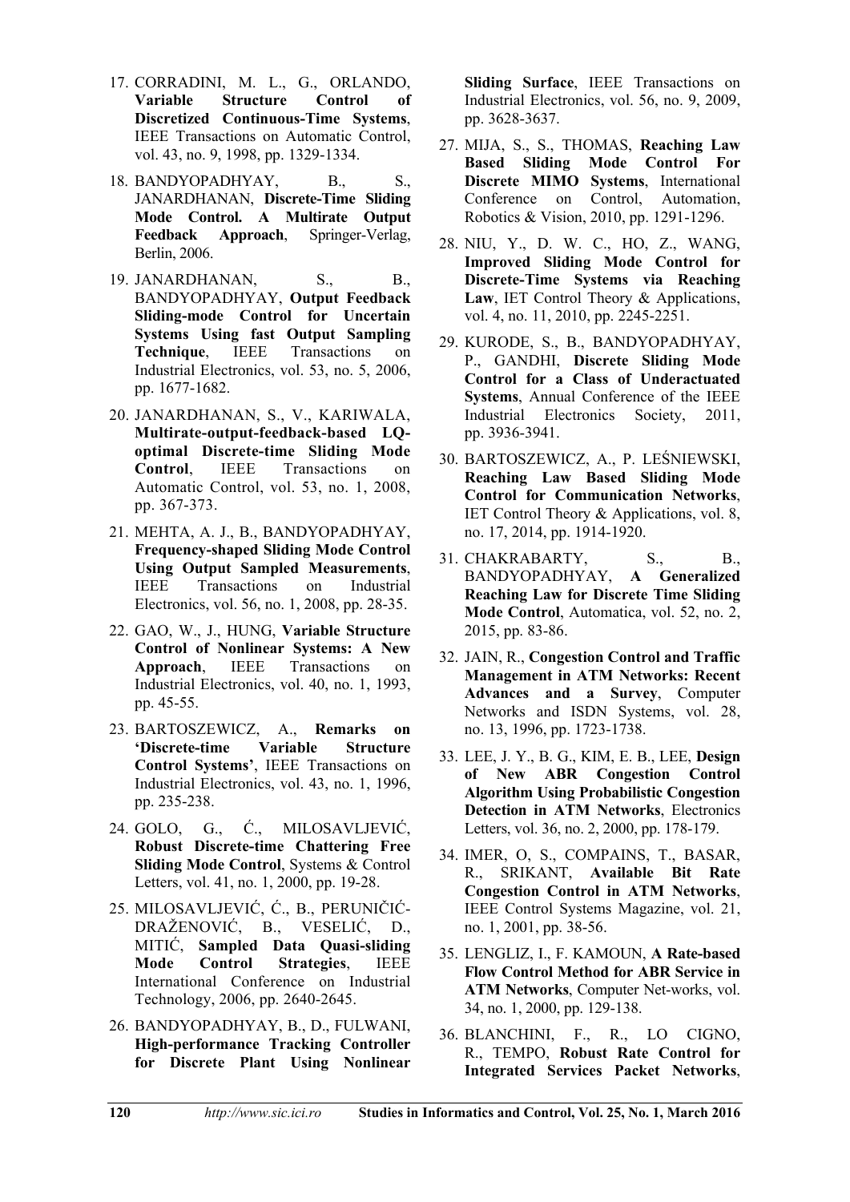17. CORRADINI, M. L., G., ORLANDO, **Variable Structure Control of Discretized Continuous-Time Systems**, IEEE Transactions on Automatic Control, vol. 43, no. 9, 1998, pp. 1329-1334.
18. BANDYOPADHYAY, B., S., JANARDHANAN, **Discrete-Time Sliding Mode Control. A Multirate Output Feedback Approach**, Springer-Verlag, Berlin, 2006.
19. JANARDHANAN, S., B., BANDYOPADHYAY, **Output Feedback Sliding-mode Control for Uncertain Systems Using fast Output Sampling Technique**, IEEE Transactions on Industrial Electronics, vol. 53, no. 5, 2006, pp. 1677-1682.
20. JANARDHANAN, S., V., KARIWALA, **Multirate-output-feedback-based LQ-optimal Discrete-time Sliding Mode Control**, IEEE Transactions on Automatic Control, vol. 53, no. 1, 2008, pp. 367-373.
21. MEHTA, A. J., B., BANDYOPADHYAY, **Frequency-shaped Sliding Mode Control Using Output Sampled Measurements**, IEEE Transactions on Industrial Electronics, vol. 56, no. 1, 2008, pp. 28-35.
22. GAO, W., J., HUNG, **Variable Structure Control of Nonlinear Systems: A New Approach**, IEEE Transactions on Industrial Electronics, vol. 40, no. 1, 1993, pp. 45-55.
23. BARTOSZEWICZ, A., **Remarks on 'Discrete-time Variable Structure Control Systems'**, IEEE Transactions on Industrial Electronics, vol. 43, no. 1, 1996, pp. 235-238.
24. GOLO, G., Ć., MILOSAVLJEVIĆ, **Robust Discrete-time Chattering Free Sliding Mode Control**, Systems & Control Letters, vol. 41, no. 1, 2000, pp. 19-28.
25. MILOSAVLJEVIĆ, Ć., B., PERUNIČIĆ-DRAŽENOVIĆ, B., VESELIĆ, D., MITIĆ, **Sampled Data Quasi-sliding Mode Control Strategies**, IEEE International Conference on Industrial Technology, 2006, pp. 2640-2645.
26. BANDYOPADHYAY, B., D., FULWANI, **High-performance Tracking Controller for Discrete Plant Using Nonlinear Sliding Surface**, IEEE Transactions on Industrial Electronics, vol. 56, no. 9, 2009, pp. 3628-3637.
27. MIJA, S., S., THOMAS, **Reaching Law Based Sliding Mode Control For Discrete MIMO Systems**, International Conference on Control, Automation, Robotics & Vision, 2010, pp. 1291-1296.
28. NIU, Y., D. W. C., HO, Z., WANG, **Improved Sliding Mode Control for Discrete-Time Systems via Reaching Law**, IET Control Theory & Applications, vol. 4, no. 11, 2010, pp. 2245-2251.
29. KURODE, S., B., BANDYOPADHYAY, P., GANDHI, **Discrete Sliding Mode Control for a Class of Underactuated Systems**, Annual Conference of the IEEE Industrial Electronics Society, 2011, pp. 3936-3941.
30. BARTOSZEWICZ, A., P. LEŚNIEWSKI, **Reaching Law Based Sliding Mode Control for Communication Networks**, IET Control Theory & Applications, vol. 8, no. 17, 2014, pp. 1914-1920.
31. CHAKRABARTY, S., B., BANDYOPADHYAY, **A Generalized Reaching Law for Discrete Time Sliding Mode Control**, Automatica, vol. 52, no. 2, 2015, pp. 83-86.
32. JAIN, R., **Congestion Control and Traffic Management in ATM Networks: Recent Advances and a Survey**, Computer Networks and ISDN Systems, vol. 28, no. 13, 1996, pp. 1723-1738.
33. LEE, J. Y., B. G., KIM, E. B., LEE, **Design of New ABR Congestion Control Algorithm Using Probabilistic Congestion Detection in ATM Networks**, Electronics Letters, vol. 36, no. 2, 2000, pp. 178-179.
34. IMER, O, S., COMPAINS, T., BASAR, R., SRIKANT, **Available Bit Rate Congestion Control in ATM Networks**, IEEE Control Systems Magazine, vol. 21, no. 1, 2001, pp. 38-56.
35. LENGLIZ, I., F. KAMOUN, **A Rate-based Flow Control Method for ABR Service in ATM Networks**, Computer Net-works, vol. 34, no. 1, 2000, pp. 129-138.
36. BLANCHINI, F., R., LO CIGNO, R., TEMPO, **Robust Rate Control for Integrated Services Packet Networks**,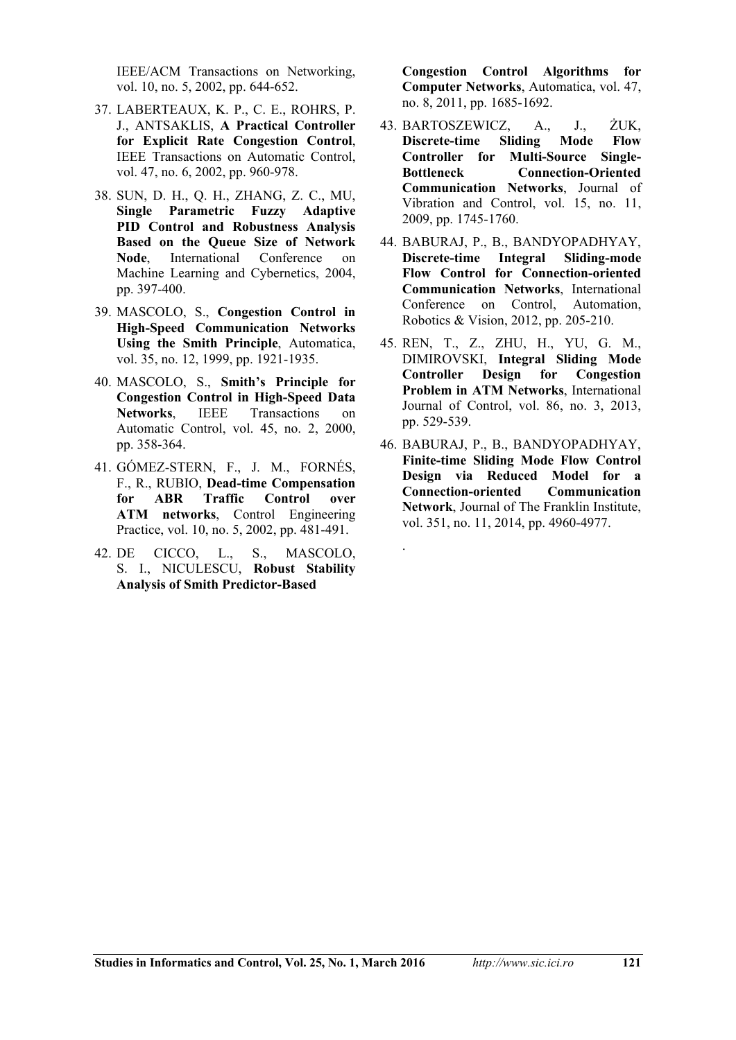IEEE/ACM Transactions on Networking, vol. 10, no. 5, 2002, pp. 644-652.

37. LABERTEAUX, K. P., C. E., ROHRS, P. J., ANTSAKLIS, **A Practical Controller for Explicit Rate Congestion Control**, IEEE Transactions on Automatic Control, vol. 47, no. 6, 2002, pp. 960-978.

38. SUN, D. H., Q. H., ZHANG, Z. C., MU, **Single Parametric Fuzzy Adaptive PID Control and Robustness Analysis Based on the Queue Size of Network Node**, International Conference on Machine Learning and Cybernetics, 2004, pp. 397-400.

39. MASCOLO, S., **Congestion Control in High-Speed Communication Networks Using the Smith Principle**, Automatica, vol. 35, no. 12, 1999, pp. 1921-1935.

40. MASCOLO, S., **Smith's Principle for Congestion Control in High-Speed Data Networks**, IEEE Transactions on Automatic Control, vol. 45, no. 2, 2000, pp. 358-364.

41. GÓMEZ-STERN, F., J. M., FORNÉS, F., R., RUBIO, **Dead-time Compensation for ABR Traffic Control over ATM networks**, Control Engineering Practice, vol. 10, no. 5, 2002, pp. 481-491.

42. DE CICCO, L., S., MASCOLO, S. I., NICULESCU, **Robust Stability Analysis of Smith Predictor-Based Congestion Control Algorithms for Computer Networks**, Automatica, vol. 47, no. 8, 2011, pp. 1685-1692.

43. BARTOSZEWICZ, A., J., ŻUK, **Discrete-time Sliding Mode Flow Controller for Multi-Source Single-Bottleneck Connection-Oriented Communication Networks**, Journal of Vibration and Control, vol. 15, no. 11, 2009, pp. 1745-1760.

44. BABURAJ, P., B., BANDYOPADHYAY, **Discrete-time Integral Sliding-mode Flow Control for Connection-oriented Communication Networks**, International Conference on Control, Automation, Robotics & Vision, 2012, pp. 205-210.

45. REN, T., Z., ZHU, H., YU, G. M., DIMIROVSKI, **Integral Sliding Mode Controller Design for Congestion Problem in ATM Networks**, International Journal of Control, vol. 86, no. 3, 2013, pp. 529-539.

46. BABURAJ, P., B., BANDYOPADHYAY, **Finite-time Sliding Mode Flow Control Design via Reduced Model for a Connection-oriented Communication Network**, Journal of The Franklin Institute, vol. 351, no. 11, 2014, pp. 4960-4977.